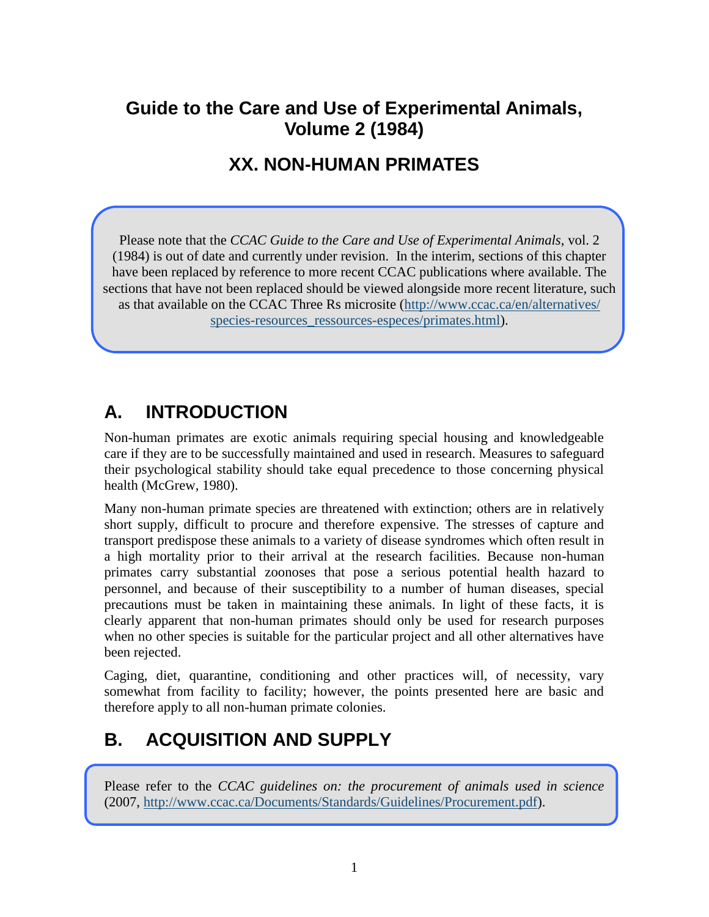# Guide to the Care and Use of Experimental Animals, Volume 2 (1984)

# XX. NON-HUMAN PRIMATES

Please note that the *CCAC Guide to the Care and Use of Experimental Animals*, vol. 2 (1984) is out of date and currently under revision. In the interim, sections of this chapter have been replaced by reference to more recent CCAC publications where available. The sections that have not been replaced should be viewed alongside more recent literature, such as that available on the CCAC Three Rs microsite (http://www.ccac.ca/en/alternatives/species-resources_ressources-especes/primates.html).

## A. INTRODUCTION

Non-human primates are exotic animals requiring special housing and knowledgeable care if they are to be successfully maintained and used in research. Measures to safeguard their psychological stability should take equal precedence to those concerning physical health (McGrew, 1980).

Many non-human primate species are threatened with extinction; others are in relatively short supply, difficult to procure and therefore expensive. The stresses of capture and transport predispose these animals to a variety of disease syndromes which often result in a high mortality prior to their arrival at the research facilities. Because non-human primates carry substantial zoonoses that pose a serious potential health hazard to personnel, and because of their susceptibility to a number of human diseases, special precautions must be taken in maintaining these animals. In light of these facts, it is clearly apparent that non-human primates should only be used for research purposes when no other species is suitable for the particular project and all other alternatives have been rejected.

Caging, diet, quarantine, conditioning and other practices will, of necessity, vary somewhat from facility to facility; however, the points presented here are basic and therefore apply to all non-human primate colonies.

## B. ACQUISITION AND SUPPLY

Please refer to the *CCAC guidelines on: the procurement of animals used in science* (2007, http://www.ccac.ca/Documents/Standards/Guidelines/Procurement.pdf).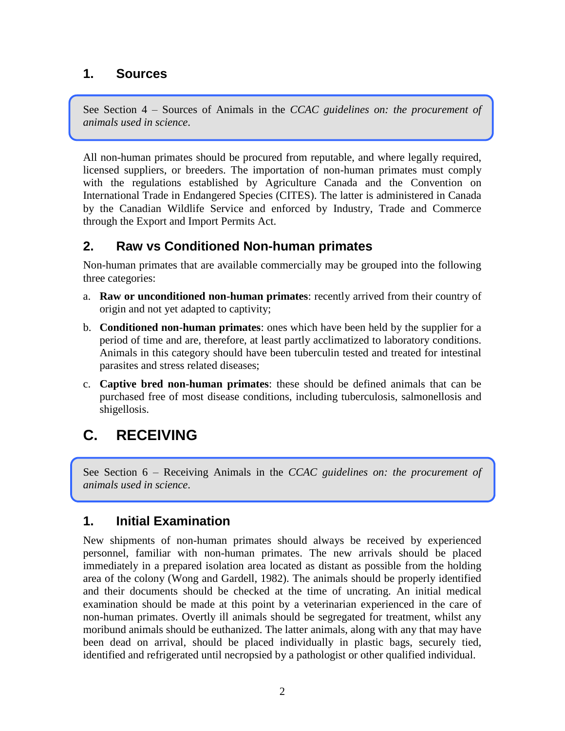### 1. Sources

> See Section 4 – Sources of Animals in the *CCAC guidelines on: the procurement of animals used in science*.

All non-human primates should be procured from reputable, and where legally required, licensed suppliers, or breeders. The importation of non-human primates must comply with the regulations established by Agriculture Canada and the Convention on International Trade in Endangered Species (CITES). The latter is administered in Canada by the Canadian Wildlife Service and enforced by Industry, Trade and Commerce through the Export and Import Permits Act.

### 2. Raw vs Conditioned Non-human primates

Non-human primates that are available commercially may be grouped into the following three categories:

a. **Raw or unconditioned non-human primates**: recently arrived from their country of origin and not yet adapted to captivity;

b. **Conditioned non-human primates**: ones which have been held by the supplier for a period of time and are, therefore, at least partly acclimatized to laboratory conditions. Animals in this category should have been tuberculin tested and treated for intestinal parasites and stress related diseases;

c. **Captive bred non-human primates**: these should be defined animals that can be purchased free of most disease conditions, including tuberculosis, salmonellosis and shigellosis.

## C. RECEIVING

> See Section 6 – Receiving Animals in the *CCAC guidelines on: the procurement of animals used in science*.

### 1. Initial Examination

New shipments of non-human primates should always be received by experienced personnel, familiar with non-human primates. The new arrivals should be placed immediately in a prepared isolation area located as distant as possible from the holding area of the colony (Wong and Gardell, 1982). The animals should be properly identified and their documents should be checked at the time of uncrating. An initial medical examination should be made at this point by a veterinarian experienced in the care of non-human primates. Overtly ill animals should be segregated for treatment, whilst any moribund animals should be euthanized. The latter animals, along with any that may have been dead on arrival, should be placed individually in plastic bags, securely tied, identified and refrigerated until necropsied by a pathologist or other qualified individual.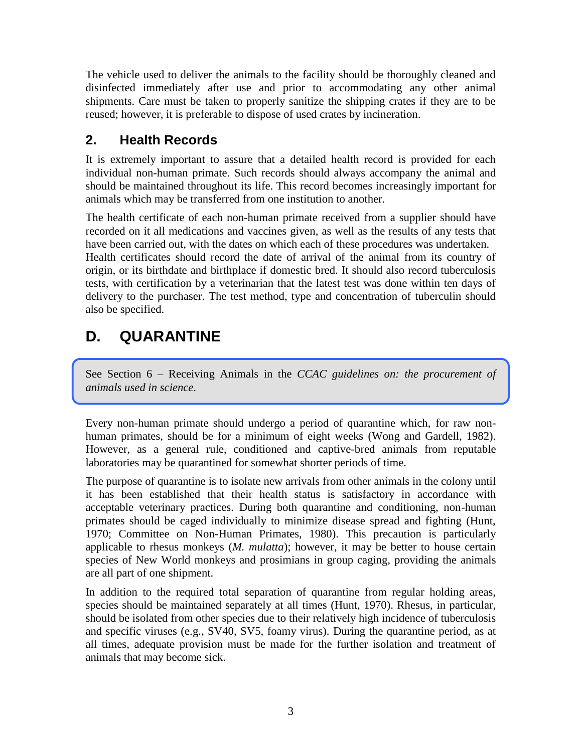The vehicle used to deliver the animals to the facility should be thoroughly cleaned and disinfected immediately after use and prior to accommodating any other animal shipments. Care must be taken to properly sanitize the shipping crates if they are to be reused; however, it is preferable to dispose of used crates by incineration.

### 2. Health Records

It is extremely important to assure that a detailed health record is provided for each individual non-human primate. Such records should always accompany the animal and should be maintained throughout its life. This record becomes increasingly important for animals which may be transferred from one institution to another.

The health certificate of each non-human primate received from a supplier should have recorded on it all medications and vaccines given, as well as the results of any tests that have been carried out, with the dates on which each of these procedures was undertaken. Health certificates should record the date of arrival of the animal from its country of origin, or its birthdate and birthplace if domestic bred. It should also record tuberculosis tests, with certification by a veterinarian that the latest test was done within ten days of delivery to the purchaser. The test method, type and concentration of tuberculin should also be specified.

## D. QUARANTINE

See Section 6 – Receiving Animals in the *CCAC guidelines on: the procurement of animals used in science*.

Every non-human primate should undergo a period of quarantine which, for raw non-human primates, should be for a minimum of eight weeks (Wong and Gardell, 1982). However, as a general rule, conditioned and captive-bred animals from reputable laboratories may be quarantined for somewhat shorter periods of time.

The purpose of quarantine is to isolate new arrivals from other animals in the colony until it has been established that their health status is satisfactory in accordance with acceptable veterinary practices. During both quarantine and conditioning, non-human primates should be caged individually to minimize disease spread and fighting (Hunt, 1970; Committee on Non-Human Primates, 1980). This precaution is particularly applicable to rhesus monkeys (*M. mulatta*); however, it may be better to house certain species of New World monkeys and prosimians in group caging, providing the animals are all part of one shipment.

In addition to the required total separation of quarantine from regular holding areas, species should be maintained separately at all times (Hunt, 1970). Rhesus, in particular, should be isolated from other species due to their relatively high incidence of tuberculosis and specific viruses (e.g., SV40, SV5, foamy virus). During the quarantine period, as at all times, adequate provision must be made for the further isolation and treatment of animals that may become sick.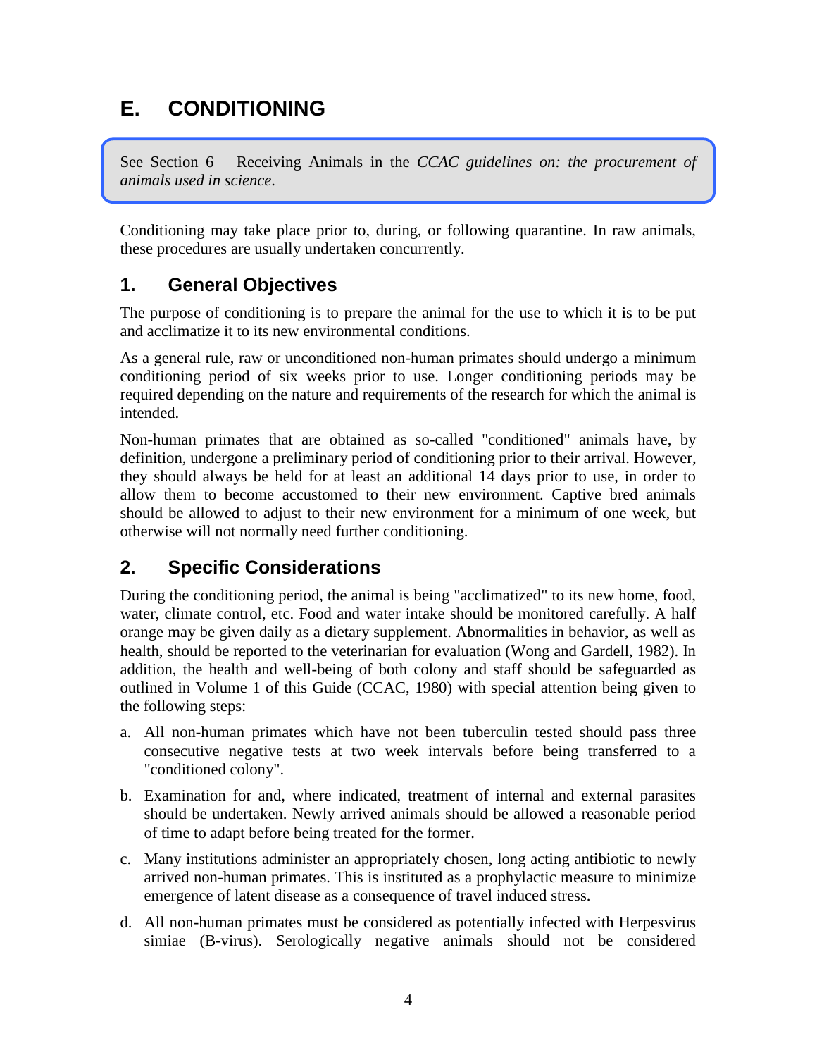# E. CONDITIONING

> See Section 6 – Receiving Animals in the *CCAC guidelines on: the procurement of animals used in science*.

Conditioning may take place prior to, during, or following quarantine. In raw animals, these procedures are usually undertaken concurrently.

## 1. General Objectives

The purpose of conditioning is to prepare the animal for the use to which it is to be put and acclimatize it to its new environmental conditions.

As a general rule, raw or unconditioned non-human primates should undergo a minimum conditioning period of six weeks prior to use. Longer conditioning periods may be required depending on the nature and requirements of the research for which the animal is intended.

Non-human primates that are obtained as so-called "conditioned" animals have, by definition, undergone a preliminary period of conditioning prior to their arrival. However, they should always be held for at least an additional 14 days prior to use, in order to allow them to become accustomed to their new environment. Captive bred animals should be allowed to adjust to their new environment for a minimum of one week, but otherwise will not normally need further conditioning.

## 2. Specific Considerations

During the conditioning period, the animal is being "acclimatized" to its new home, food, water, climate control, etc. Food and water intake should be monitored carefully. A half orange may be given daily as a dietary supplement. Abnormalities in behavior, as well as health, should be reported to the veterinarian for evaluation (Wong and Gardell, 1982). In addition, the health and well-being of both colony and staff should be safeguarded as outlined in Volume 1 of this Guide (CCAC, 1980) with special attention being given to the following steps:

a. All non-human primates which have not been tuberculin tested should pass three consecutive negative tests at two week intervals before being transferred to a "conditioned colony".

b. Examination for and, where indicated, treatment of internal and external parasites should be undertaken. Newly arrived animals should be allowed a reasonable period of time to adapt before being treated for the former.

c. Many institutions administer an appropriately chosen, long acting antibiotic to newly arrived non-human primates. This is instituted as a prophylactic measure to minimize emergence of latent disease as a consequence of travel induced stress.

d. All non-human primates must be considered as potentially infected with Herpesvirus simiae (B-virus). Serologically negative animals should not be considered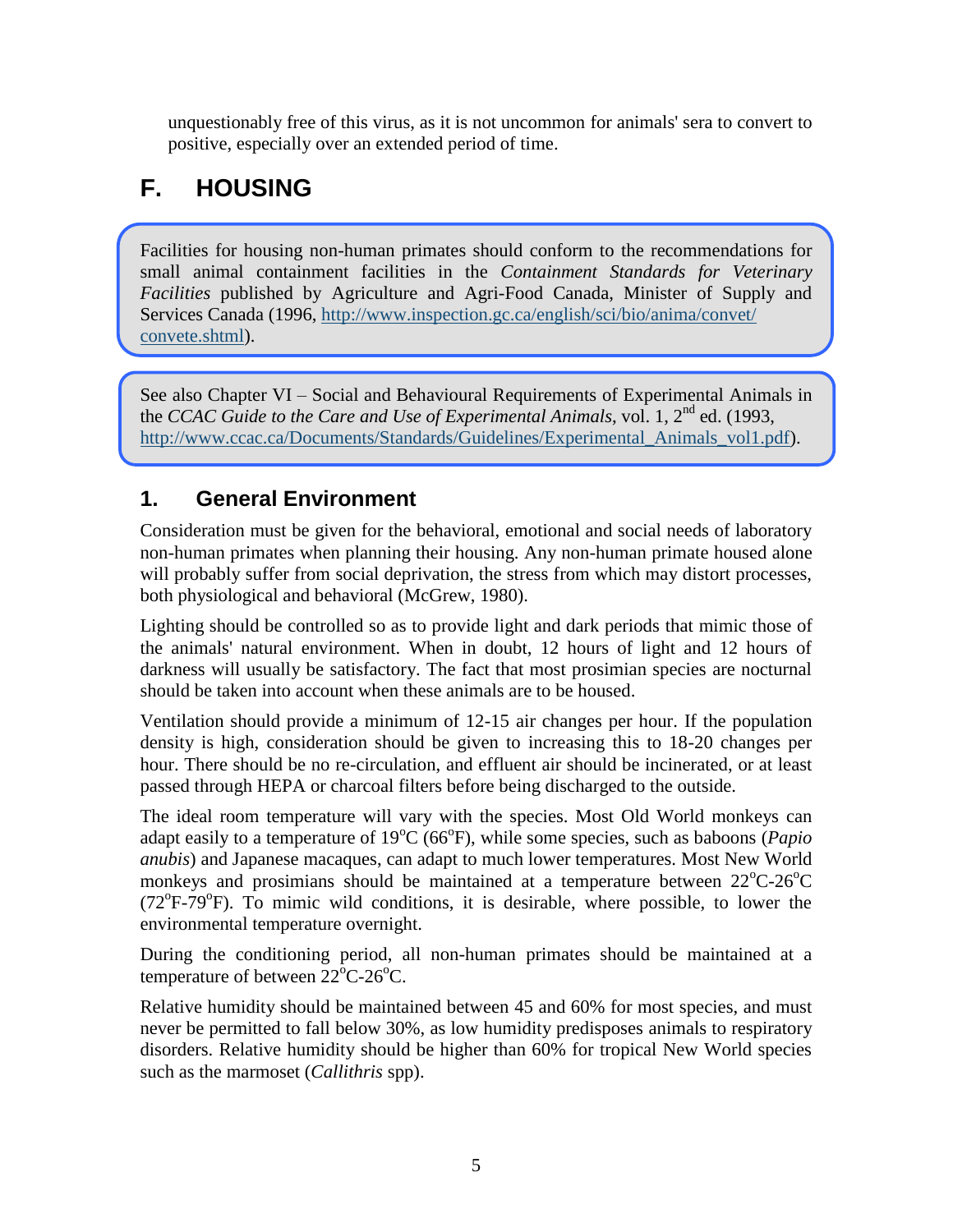unquestionably free of this virus, as it is not uncommon for animals' sera to convert to positive, especially over an extended period of time.

## F. HOUSING

> Facilities for housing non-human primates should conform to the recommendations for small animal containment facilities in the *Containment Standards for Veterinary Facilities* published by Agriculture and Agri-Food Canada, Minister of Supply and Services Canada (1996, http://www.inspection.gc.ca/english/sci/bio/anima/convet/convete.shtml).

> See also Chapter VI – Social and Behavioural Requirements of Experimental Animals in the *CCAC Guide to the Care and Use of Experimental Animals*, vol. 1, 2nd ed. (1993, http://www.ccac.ca/Documents/Standards/Guidelines/Experimental_Animals_vol1.pdf).

### 1. General Environment

Consideration must be given for the behavioral, emotional and social needs of laboratory non-human primates when planning their housing. Any non-human primate housed alone will probably suffer from social deprivation, the stress from which may distort processes, both physiological and behavioral (McGrew, 1980).

Lighting should be controlled so as to provide light and dark periods that mimic those of the animals' natural environment. When in doubt, 12 hours of light and 12 hours of darkness will usually be satisfactory. The fact that most prosimian species are nocturnal should be taken into account when these animals are to be housed.

Ventilation should provide a minimum of 12-15 air changes per hour. If the population density is high, consideration should be given to increasing this to 18-20 changes per hour. There should be no re-circulation, and effluent air should be incinerated, or at least passed through HEPA or charcoal filters before being discharged to the outside.

The ideal room temperature will vary with the species. Most Old World monkeys can adapt easily to a temperature of 19°C (66°F), while some species, such as baboons (*Papio anubis*) and Japanese macaques, can adapt to much lower temperatures. Most New World monkeys and prosimians should be maintained at a temperature between 22°C-26°C (72°F-79°F). To mimic wild conditions, it is desirable, where possible, to lower the environmental temperature overnight.

During the conditioning period, all non-human primates should be maintained at a temperature of between 22°C-26°C.

Relative humidity should be maintained between 45 and 60% for most species, and must never be permitted to fall below 30%, as low humidity predisposes animals to respiratory disorders. Relative humidity should be higher than 60% for tropical New World species such as the marmoset (*Callithris* spp).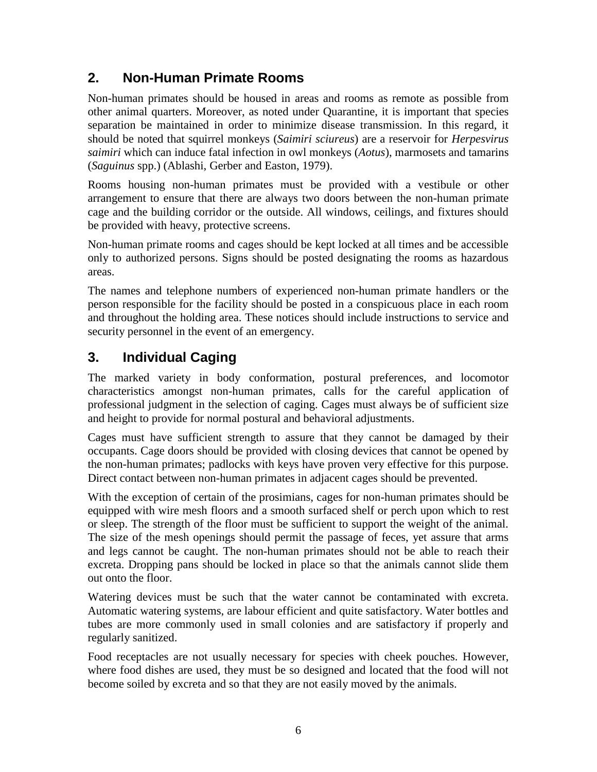## 2. Non-Human Primate Rooms

Non-human primates should be housed in areas and rooms as remote as possible from other animal quarters. Moreover, as noted under Quarantine, it is important that species separation be maintained in order to minimize disease transmission. In this regard, it should be noted that squirrel monkeys (*Saimiri sciureus*) are a reservoir for *Herpesvirus saimiri* which can induce fatal infection in owl monkeys (*Aotus*), marmosets and tamarins (*Saguinus* spp.) (Ablashi, Gerber and Easton, 1979).

Rooms housing non-human primates must be provided with a vestibule or other arrangement to ensure that there are always two doors between the non-human primate cage and the building corridor or the outside. All windows, ceilings, and fixtures should be provided with heavy, protective screens.

Non-human primate rooms and cages should be kept locked at all times and be accessible only to authorized persons. Signs should be posted designating the rooms as hazardous areas.

The names and telephone numbers of experienced non-human primate handlers or the person responsible for the facility should be posted in a conspicuous place in each room and throughout the holding area. These notices should include instructions to service and security personnel in the event of an emergency.

## 3. Individual Caging

The marked variety in body conformation, postural preferences, and locomotor characteristics amongst non-human primates, calls for the careful application of professional judgment in the selection of caging. Cages must always be of sufficient size and height to provide for normal postural and behavioral adjustments.

Cages must have sufficient strength to assure that they cannot be damaged by their occupants. Cage doors should be provided with closing devices that cannot be opened by the non-human primates; padlocks with keys have proven very effective for this purpose. Direct contact between non-human primates in adjacent cages should be prevented.

With the exception of certain of the prosimians, cages for non-human primates should be equipped with wire mesh floors and a smooth surfaced shelf or perch upon which to rest or sleep. The strength of the floor must be sufficient to support the weight of the animal. The size of the mesh openings should permit the passage of feces, yet assure that arms and legs cannot be caught. The non-human primates should not be able to reach their excreta. Dropping pans should be locked in place so that the animals cannot slide them out onto the floor.

Watering devices must be such that the water cannot be contaminated with excreta. Automatic watering systems, are labour efficient and quite satisfactory. Water bottles and tubes are more commonly used in small colonies and are satisfactory if properly and regularly sanitized.

Food receptacles are not usually necessary for species with cheek pouches. However, where food dishes are used, they must be so designed and located that the food will not become soiled by excreta and so that they are not easily moved by the animals.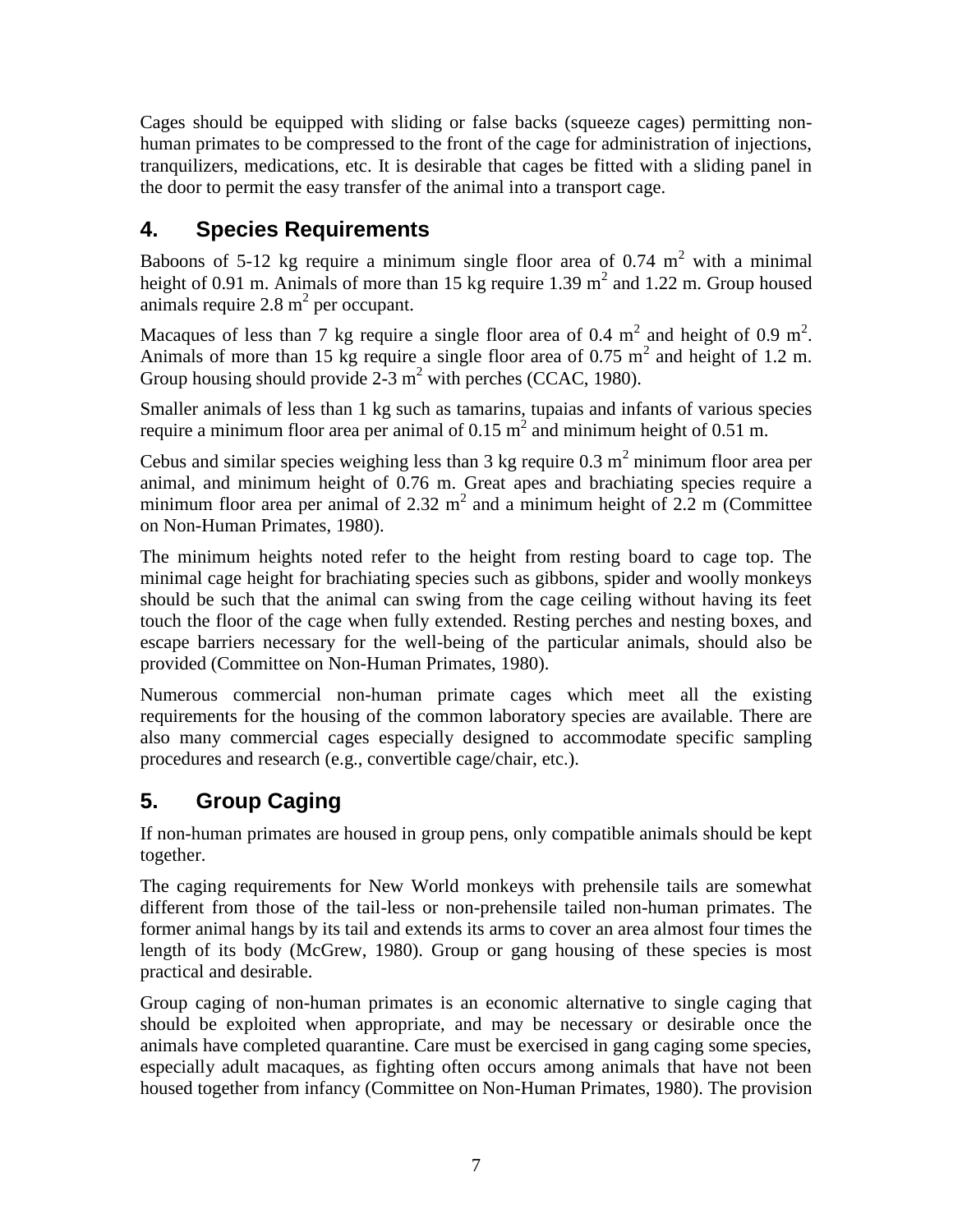Cages should be equipped with sliding or false backs (squeeze cages) permitting non-human primates to be compressed to the front of the cage for administration of injections, tranquilizers, medications, etc. It is desirable that cages be fitted with a sliding panel in the door to permit the easy transfer of the animal into a transport cage.

## 4. Species Requirements

Baboons of 5-12 kg require a minimum single floor area of 0.74 $m^2$ with a minimal height of 0.91 m. Animals of more than 15 kg require 1.39 $m^2$ and 1.22 m. Group housed animals require 2.8 $m^2$ per occupant.

Macaques of less than 7 kg require a single floor area of 0.4 $m^2$ and height of 0.9 $m^2$. Animals of more than 15 kg require a single floor area of 0.75 $m^2$ and height of 1.2 m. Group housing should provide 2-3 $m^2$ with perches (CCAC, 1980).

Smaller animals of less than 1 kg such as tamarins, tupaias and infants of various species require a minimum floor area per animal of 0.15 $m^2$ and minimum height of 0.51 m.

Cebus and similar species weighing less than 3 kg require 0.3 $m^2$ minimum floor area per animal, and minimum height of 0.76 m. Great apes and brachiating species require a minimum floor area per animal of 2.32 $m^2$ and a minimum height of 2.2 m (Committee on Non-Human Primates, 1980).

The minimum heights noted refer to the height from resting board to cage top. The minimal cage height for brachiating species such as gibbons, spider and woolly monkeys should be such that the animal can swing from the cage ceiling without having its feet touch the floor of the cage when fully extended. Resting perches and nesting boxes, and escape barriers necessary for the well-being of the particular animals, should also be provided (Committee on Non-Human Primates, 1980).

Numerous commercial non-human primate cages which meet all the existing requirements for the housing of the common laboratory species are available. There are also many commercial cages especially designed to accommodate specific sampling procedures and research (e.g., convertible cage/chair, etc.).

## 5. Group Caging

If non-human primates are housed in group pens, only compatible animals should be kept together.

The caging requirements for New World monkeys with prehensile tails are somewhat different from those of the tail-less or non-prehensile tailed non-human primates. The former animal hangs by its tail and extends its arms to cover an area almost four times the length of its body (McGrew, 1980). Group or gang housing of these species is most practical and desirable.

Group caging of non-human primates is an economic alternative to single caging that should be exploited when appropriate, and may be necessary or desirable once the animals have completed quarantine. Care must be exercised in gang caging some species, especially adult macaques, as fighting often occurs among animals that have not been housed together from infancy (Committee on Non-Human Primates, 1980). The provision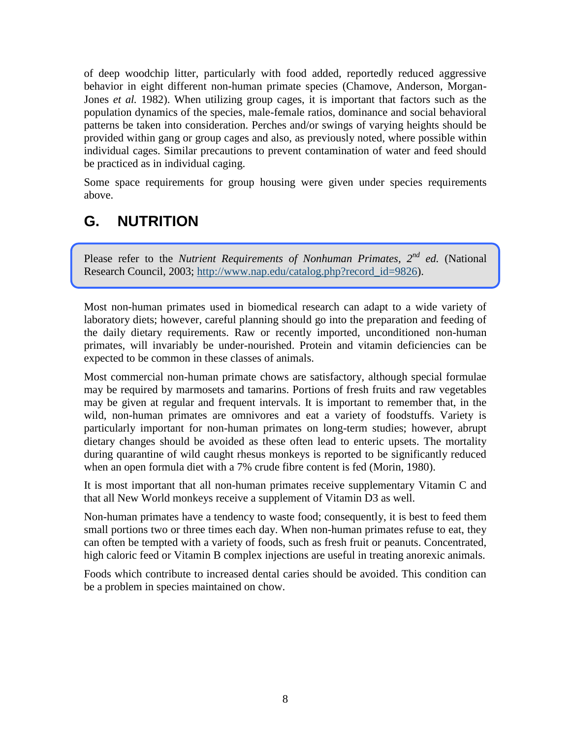of deep woodchip litter, particularly with food added, reportedly reduced aggressive behavior in eight different non-human primate species (Chamove, Anderson, Morgan-Jones *et al.* 1982). When utilizing group cages, it is important that factors such as the population dynamics of the species, male-female ratios, dominance and social behavioral patterns be taken into consideration. Perches and/or swings of varying heights should be provided within gang or group cages and also, as previously noted, where possible within individual cages. Similar precautions to prevent contamination of water and feed should be practiced as in individual caging.

Some space requirements for group housing were given under species requirements above.

## G. NUTRITION

> Please refer to the *Nutrient Requirements of Nonhuman Primates, 2nd ed.* (National Research Council, 2003; http://www.nap.edu/catalog.php?record_id=9826).

Most non-human primates used in biomedical research can adapt to a wide variety of laboratory diets; however, careful planning should go into the preparation and feeding of the daily dietary requirements. Raw or recently imported, unconditioned non-human primates, will invariably be under-nourished. Protein and vitamin deficiencies can be expected to be common in these classes of animals.

Most commercial non-human primate chows are satisfactory, although special formulae may be required by marmosets and tamarins. Portions of fresh fruits and raw vegetables may be given at regular and frequent intervals. It is important to remember that, in the wild, non-human primates are omnivores and eat a variety of foodstuffs. Variety is particularly important for non-human primates on long-term studies; however, abrupt dietary changes should be avoided as these often lead to enteric upsets. The mortality during quarantine of wild caught rhesus monkeys is reported to be significantly reduced when an open formula diet with a 7% crude fibre content is fed (Morin, 1980).

It is most important that all non-human primates receive supplementary Vitamin C and that all New World monkeys receive a supplement of Vitamin D3 as well.

Non-human primates have a tendency to waste food; consequently, it is best to feed them small portions two or three times each day. When non-human primates refuse to eat, they can often be tempted with a variety of foods, such as fresh fruit or peanuts. Concentrated, high caloric feed or Vitamin B complex injections are useful in treating anorexic animals.

Foods which contribute to increased dental caries should be avoided. This condition can be a problem in species maintained on chow.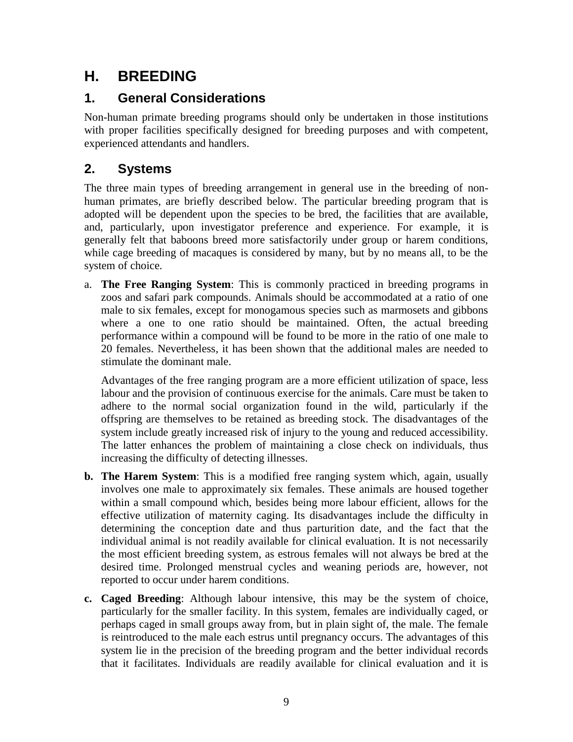# H. BREEDING

## 1. General Considerations

Non-human primate breeding programs should only be undertaken in those institutions with proper facilities specifically designed for breeding purposes and with competent, experienced attendants and handlers.

## 2. Systems

The three main types of breeding arrangement in general use in the breeding of non-human primates, are briefly described below. The particular breeding program that is adopted will be dependent upon the species to be bred, the facilities that are available, and, particularly, upon investigator preference and experience. For example, it is generally felt that baboons breed more satisfactorily under group or harem conditions, while cage breeding of macaques is considered by many, but by no means all, to be the system of choice.

a. **The Free Ranging System**: This is commonly practiced in breeding programs in zoos and safari park compounds. Animals should be accommodated at a ratio of one male to six females, except for monogamous species such as marmosets and gibbons where a one to one ratio should be maintained. Often, the actual breeding performance within a compound will be found to be more in the ratio of one male to 20 females. Nevertheless, it has been shown that the additional males are needed to stimulate the dominant male.

   Advantages of the free ranging program are a more efficient utilization of space, less labour and the provision of continuous exercise for the animals. Care must be taken to adhere to the normal social organization found in the wild, particularly if the offspring are themselves to be retained as breeding stock. The disadvantages of the system include greatly increased risk of injury to the young and reduced accessibility. The latter enhances the problem of maintaining a close check on individuals, thus increasing the difficulty of detecting illnesses.

**b. The Harem System**: This is a modified free ranging system which, again, usually involves one male to approximately six females. These animals are housed together within a small compound which, besides being more labour efficient, allows for the effective utilization of maternity caging. Its disadvantages include the difficulty in determining the conception date and thus parturition date, and the fact that the individual animal is not readily available for clinical evaluation. It is not necessarily the most efficient breeding system, as estrous females will not always be bred at the desired time. Prolonged menstrual cycles and weaning periods are, however, not reported to occur under harem conditions.

**c. Caged Breeding**: Although labour intensive, this may be the system of choice, particularly for the smaller facility. In this system, females are individually caged, or perhaps caged in small groups away from, but in plain sight of, the male. The female is reintroduced to the male each estrus until pregnancy occurs. The advantages of this system lie in the precision of the breeding program and the better individual records that it facilitates. Individuals are readily available for clinical evaluation and it is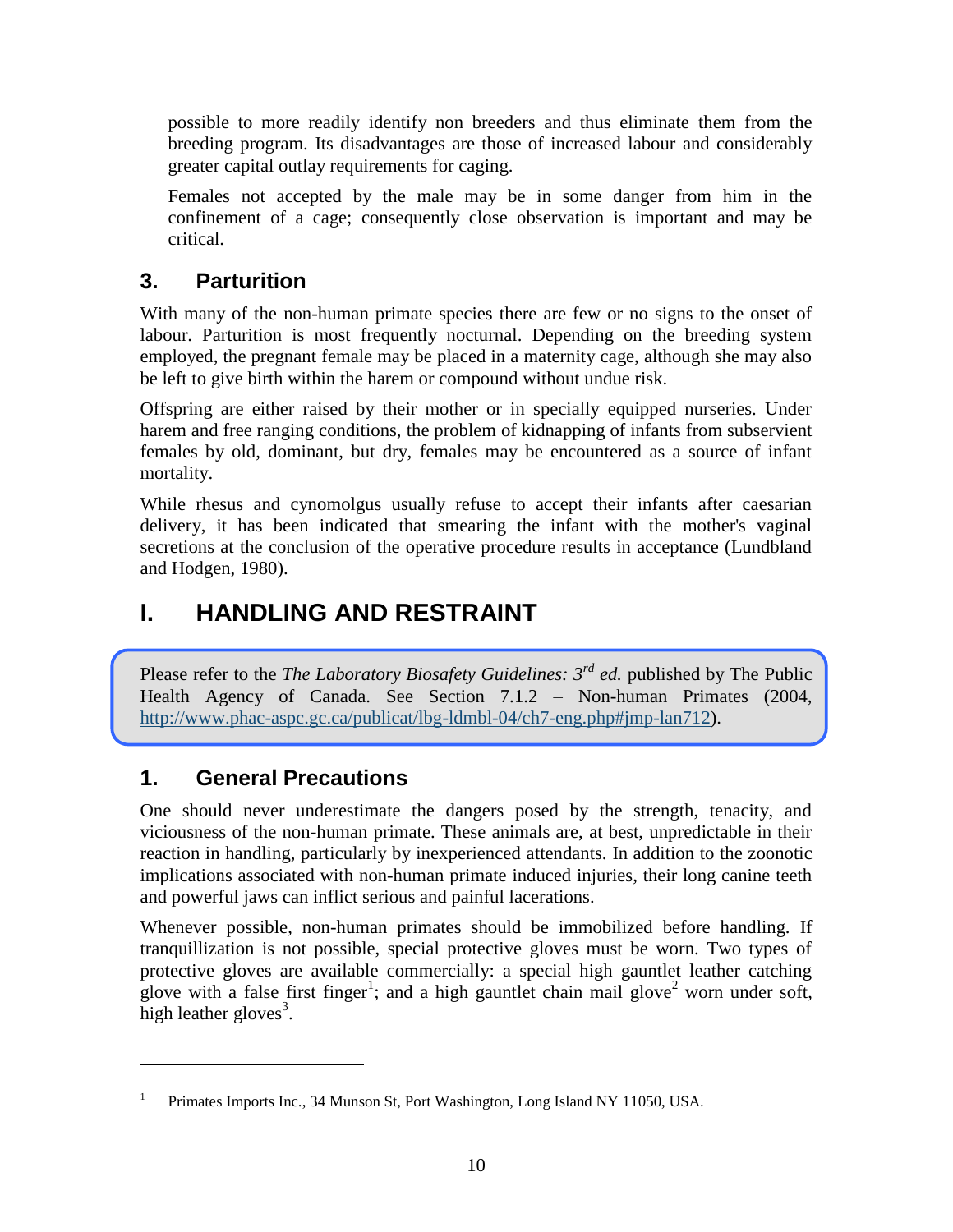possible to more readily identify non breeders and thus eliminate them from the breeding program. Its disadvantages are those of increased labour and considerably greater capital outlay requirements for caging.

Females not accepted by the male may be in some danger from him in the confinement of a cage; consequently close observation is important and may be critical.

### 3. Parturition

With many of the non-human primate species there are few or no signs to the onset of labour. Parturition is most frequently nocturnal. Depending on the breeding system employed, the pregnant female may be placed in a maternity cage, although she may also be left to give birth within the harem or compound without undue risk.

Offspring are either raised by their mother or in specially equipped nurseries. Under harem and free ranging conditions, the problem of kidnapping of infants from subservient females by old, dominant, but dry, females may be encountered as a source of infant mortality.

While rhesus and cynomolgus usually refuse to accept their infants after caesarian delivery, it has been indicated that smearing the infant with the mother's vaginal secretions at the conclusion of the operative procedure results in acceptance (Lundbland and Hodgen, 1980).

## I. HANDLING AND RESTRAINT

Please refer to the *The Laboratory Biosafety Guidelines: 3rd ed.* published by The Public Health Agency of Canada. See Section 7.1.2 – Non-human Primates (2004, http://www.phac-aspc.gc.ca/publicat/lbg-ldmbl-04/ch7-eng.php#jmp-lan712).

### 1. General Precautions

One should never underestimate the dangers posed by the strength, tenacity, and viciousness of the non-human primate. These animals are, at best, unpredictable in their reaction in handling, particularly by inexperienced attendants. In addition to the zoonotic implications associated with non-human primate induced injuries, their long canine teeth and powerful jaws can inflict serious and painful lacerations.

Whenever possible, non-human primates should be immobilized before handling. If tranquillization is not possible, special protective gloves must be worn. Two types of protective gloves are available commercially: a special high gauntlet leather catching glove with a false first finger[1]; and a high gauntlet chain mail glove[2] worn under soft, high leather gloves[3].

---

[1] Primates Imports Inc., 34 Munson St, Port Washington, Long Island NY 11050, USA.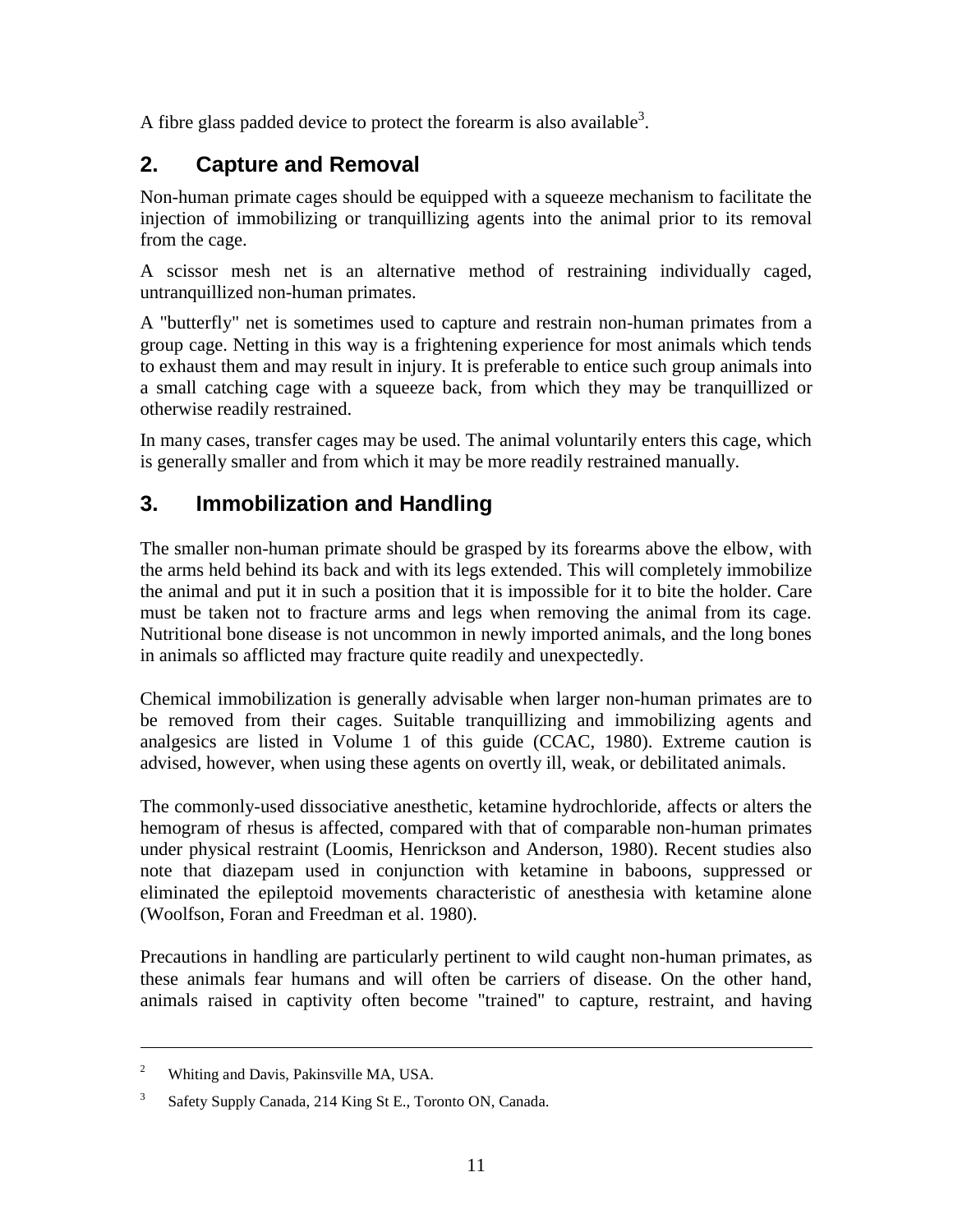A fibre glass padded device to protect the forearm is also available[3].

## 2. Capture and Removal

Non-human primate cages should be equipped with a squeeze mechanism to facilitate the injection of immobilizing or tranquillizing agents into the animal prior to its removal from the cage.

A scissor mesh net is an alternative method of restraining individually caged, untranquillized non-human primates.

A "butterfly" net is sometimes used to capture and restrain non-human primates from a group cage. Netting in this way is a frightening experience for most animals which tends to exhaust them and may result in injury. It is preferable to entice such group animals into a small catching cage with a squeeze back, from which they may be tranquillized or otherwise readily restrained.

In many cases, transfer cages may be used. The animal voluntarily enters this cage, which is generally smaller and from which it may be more readily restrained manually.

## 3. Immobilization and Handling

The smaller non-human primate should be grasped by its forearms above the elbow, with the arms held behind its back and with its legs extended. This will completely immobilize the animal and put it in such a position that it is impossible for it to bite the holder. Care must be taken not to fracture arms and legs when removing the animal from its cage. Nutritional bone disease is not uncommon in newly imported animals, and the long bones in animals so afflicted may fracture quite readily and unexpectedly.

Chemical immobilization is generally advisable when larger non-human primates are to be removed from their cages. Suitable tranquillizing and immobilizing agents and analgesics are listed in Volume 1 of this guide (CCAC, 1980). Extreme caution is advised, however, when using these agents on overtly ill, weak, or debilitated animals.

The commonly-used dissociative anesthetic, ketamine hydrochloride, affects or alters the hemogram of rhesus is affected, compared with that of comparable non-human primates under physical restraint (Loomis, Henrickson and Anderson, 1980). Recent studies also note that diazepam used in conjunction with ketamine in baboons, suppressed or eliminated the epileptoid movements characteristic of anesthesia with ketamine alone (Woolfson, Foran and Freedman et al. 1980).

Precautions in handling are particularly pertinent to wild caught non-human primates, as these animals fear humans and will often be carriers of disease. On the other hand, animals raised in captivity often become "trained" to capture, restraint, and having

---

[2] Whiting and Davis, Pakinsville MA, USA.

[3] Safety Supply Canada, 214 King St E., Toronto ON, Canada.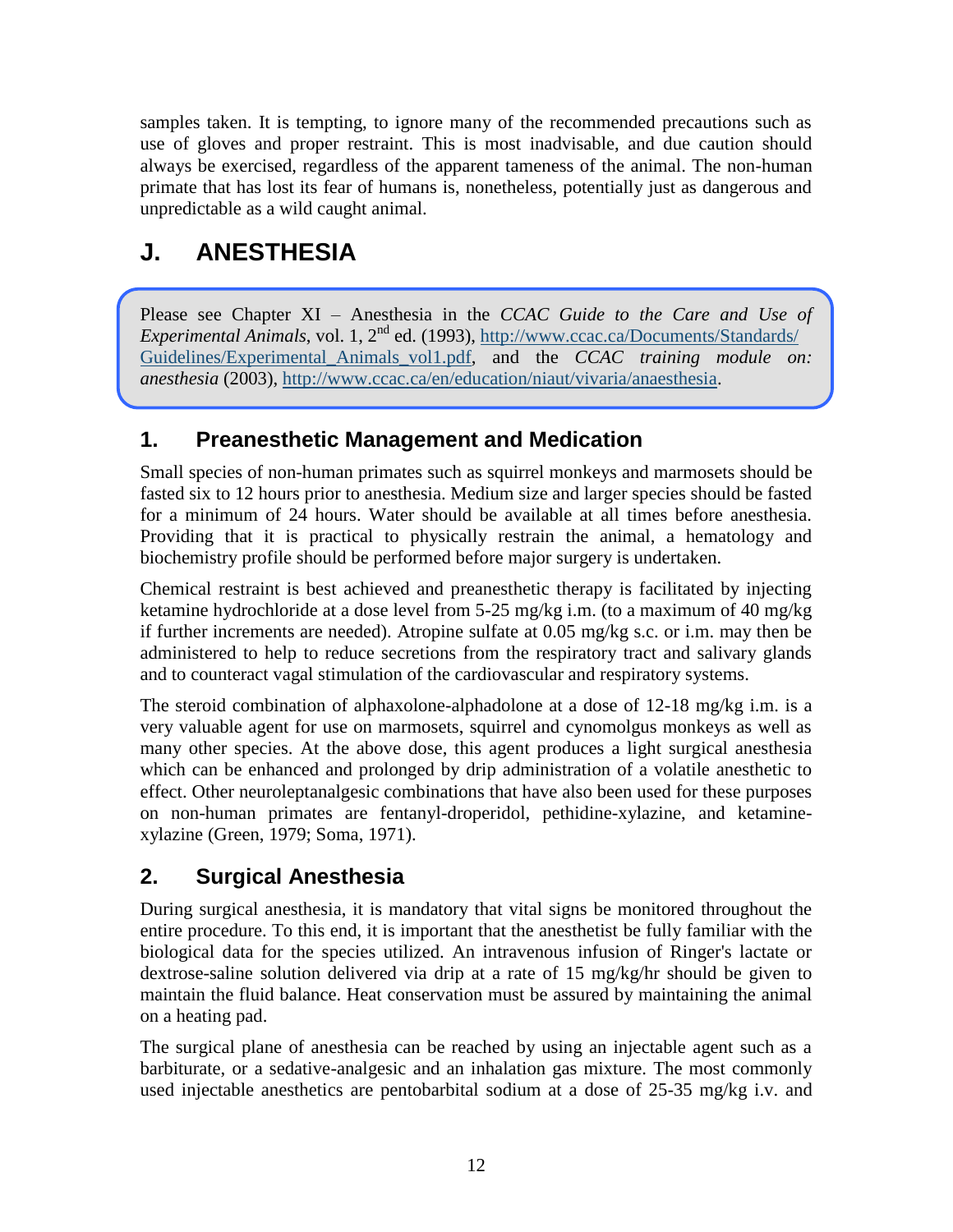samples taken. It is tempting, to ignore many of the recommended precautions such as use of gloves and proper restraint. This is most inadvisable, and due caution should always be exercised, regardless of the apparent tameness of the animal. The non-human primate that has lost its fear of humans is, nonetheless, potentially just as dangerous and unpredictable as a wild caught animal.

# J. ANESTHESIA

> Please see Chapter XI – Anesthesia in the *CCAC Guide to the Care and Use of Experimental Animals*, vol. 1, 2nd ed. (1993), [http://www.ccac.ca/Documents/Standards/Guidelines/Experimental_Animals_vol1.pdf](http://www.ccac.ca/Documents/Standards/Guidelines/Experimental_Animals_vol1.pdf), and the *CCAC training module on: anesthesia* (2003), [http://www.ccac.ca/en/education/niaut/vivaria/anaesthesia](http://www.ccac.ca/en/education/niaut/vivaria/anaesthesia).

## 1. Preanesthetic Management and Medication

Small species of non-human primates such as squirrel monkeys and marmosets should be fasted six to 12 hours prior to anesthesia. Medium size and larger species should be fasted for a minimum of 24 hours. Water should be available at all times before anesthesia. Providing that it is practical to physically restrain the animal, a hematology and biochemistry profile should be performed before major surgery is undertaken.

Chemical restraint is best achieved and preanesthetic therapy is facilitated by injecting ketamine hydrochloride at a dose level from 5-25 mg/kg i.m. (to a maximum of 40 mg/kg if further increments are needed). Atropine sulfate at 0.05 mg/kg s.c. or i.m. may then be administered to help to reduce secretions from the respiratory tract and salivary glands and to counteract vagal stimulation of the cardiovascular and respiratory systems.

The steroid combination of alphaxolone-alphadolone at a dose of 12-18 mg/kg i.m. is a very valuable agent for use on marmosets, squirrel and cynomolgus monkeys as well as many other species. At the above dose, this agent produces a light surgical anesthesia which can be enhanced and prolonged by drip administration of a volatile anesthetic to effect. Other neuroleptanalgesic combinations that have also been used for these purposes on non-human primates are fentanyl-droperidol, pethidine-xylazine, and ketamine-xylazine (Green, 1979; Soma, 1971).

## 2. Surgical Anesthesia

During surgical anesthesia, it is mandatory that vital signs be monitored throughout the entire procedure. To this end, it is important that the anesthetist be fully familiar with the biological data for the species utilized. An intravenous infusion of Ringer's lactate or dextrose-saline solution delivered via drip at a rate of 15 mg/kg/hr should be given to maintain the fluid balance. Heat conservation must be assured by maintaining the animal on a heating pad.

The surgical plane of anesthesia can be reached by using an injectable agent such as a barbiturate, or a sedative-analgesic and an inhalation gas mixture. The most commonly used injectable anesthetics are pentobarbital sodium at a dose of 25-35 mg/kg i.v. and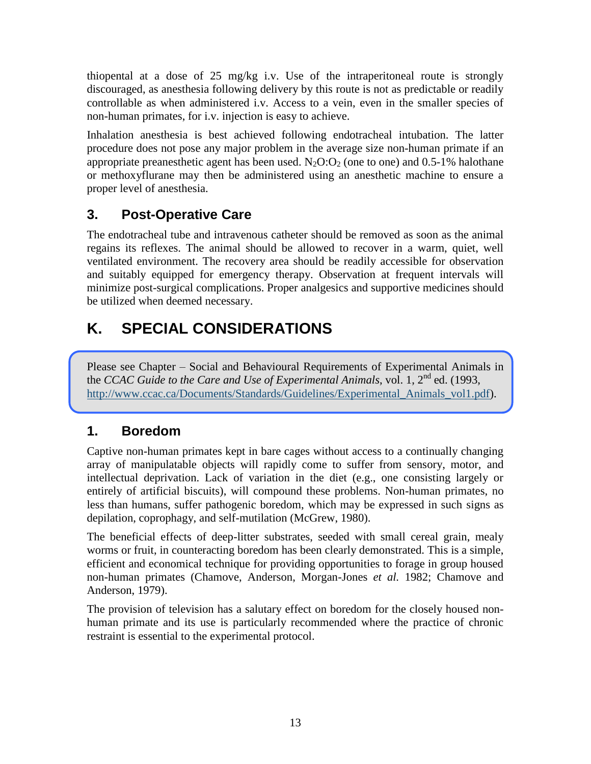thiopental at a dose of 25 mg/kg i.v. Use of the intraperitoneal route is strongly discouraged, as anesthesia following delivery by this route is not as predictable or readily controllable as when administered i.v. Access to a vein, even in the smaller species of non-human primates, for i.v. injection is easy to achieve.

Inhalation anesthesia is best achieved following endotracheal intubation. The latter procedure does not pose any major problem in the average size non-human primate if an appropriate preanesthetic agent has been used. $N_2O$:$O_2$ (one to one) and 0.5-1% halothane or methoxyflurane may then be administered using an anesthetic machine to ensure a proper level of anesthesia.

## 3. Post-Operative Care

The endotracheal tube and intravenous catheter should be removed as soon as the animal regains its reflexes. The animal should be allowed to recover in a warm, quiet, well ventilated environment. The recovery area should be readily accessible for observation and suitably equipped for emergency therapy. Observation at frequent intervals will minimize post-surgical complications. Proper analgesics and supportive medicines should be utilized when deemed necessary.

# K. SPECIAL CONSIDERATIONS

> Please see Chapter – Social and Behavioural Requirements of Experimental Animals in the *CCAC Guide to the Care and Use of Experimental Animals*, vol. 1, 2nd ed. (1993, http://www.ccac.ca/Documents/Standards/Guidelines/Experimental_Animals_vol1.pdf).

## 1. Boredom

Captive non-human primates kept in bare cages without access to a continually changing array of manipulatable objects will rapidly come to suffer from sensory, motor, and intellectual deprivation. Lack of variation in the diet (e.g., one consisting largely or entirely of artificial biscuits), will compound these problems. Non-human primates, no less than humans, suffer pathogenic boredom, which may be expressed in such signs as depilation, coprophagy, and self-mutilation (McGrew, 1980).

The beneficial effects of deep-litter substrates, seeded with small cereal grain, mealy worms or fruit, in counteracting boredom has been clearly demonstrated. This is a simple, efficient and economical technique for providing opportunities to forage in group housed non-human primates (Chamove, Anderson, Morgan-Jones *et al.* 1982; Chamove and Anderson, 1979).

The provision of television has a salutary effect on boredom for the closely housed non-human primate and its use is particularly recommended where the practice of chronic restraint is essential to the experimental protocol.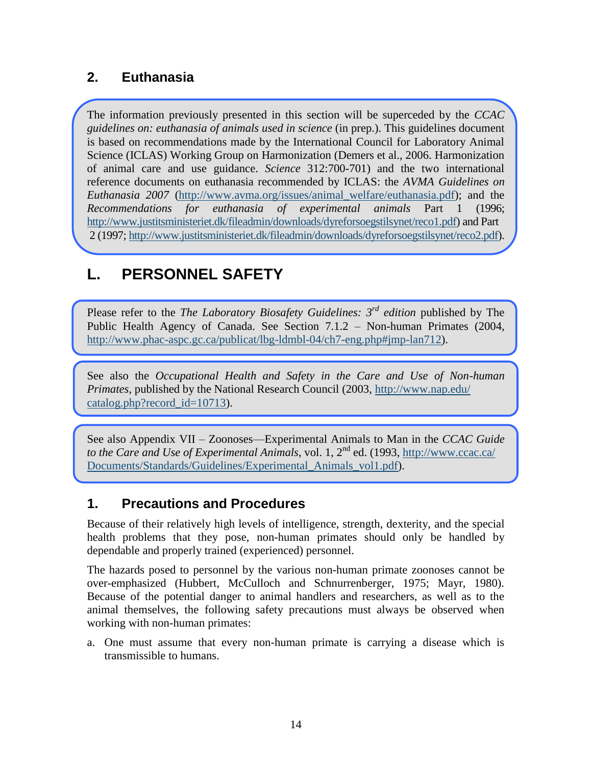## 2. Euthanasia

The information previously presented in this section will be superceded by the *CCAC guidelines on: euthanasia of animals used in science* (in prep.). This guidelines document is based on recommendations made by the International Council for Laboratory Animal Science (ICLAS) Working Group on Harmonization (Demers et al., 2006. Harmonization of animal care and use guidance. *Science* 312:700-701) and the two international reference documents on euthanasia recommended by ICLAS: the *AVMA Guidelines on Euthanasia 2007* (http://www.avma.org/issues/animal_welfare/euthanasia.pdf); and the *Recommendations for euthanasia of experimental animals* Part 1 (1996; http://www.justitsministeriet.dk/fileadmin/downloads/dyreforsoegstilsynet/reco1.pdf) and Part 2 (1997; http://www.justitsministeriet.dk/fileadmin/downloads/dyreforsoegstilsynet/reco2.pdf).

# L. PERSONNEL SAFETY

Please refer to the *The Laboratory Biosafety Guidelines: 3rd edition* published by The Public Health Agency of Canada. See Section 7.1.2 – Non-human Primates (2004, http://www.phac-aspc.gc.ca/publicat/lbg-ldmbl-04/ch7-eng.php#jmp-lan712).

See also the *Occupational Health and Safety in the Care and Use of Non-human Primates*, published by the National Research Council (2003, http://www.nap.edu/catalog.php?record_id=10713).

See also Appendix VII – Zoonoses—Experimental Animals to Man in the *CCAC Guide to the Care and Use of Experimental Animals*, vol. 1, 2nd ed. (1993, http://www.ccac.ca/Documents/Standards/Guidelines/Experimental_Animals_vol1.pdf).

## 1. Precautions and Procedures

Because of their relatively high levels of intelligence, strength, dexterity, and the special health problems that they pose, non-human primates should only be handled by dependable and properly trained (experienced) personnel.

The hazards posed to personnel by the various non-human primate zoonoses cannot be over-emphasized (Hubbert, McCulloch and Schnurrenberger, 1975; Mayr, 1980). Because of the potential danger to animal handlers and researchers, as well as to the animal themselves, the following safety precautions must always be observed when working with non-human primates:

a. One must assume that every non-human primate is carrying a disease which is transmissible to humans.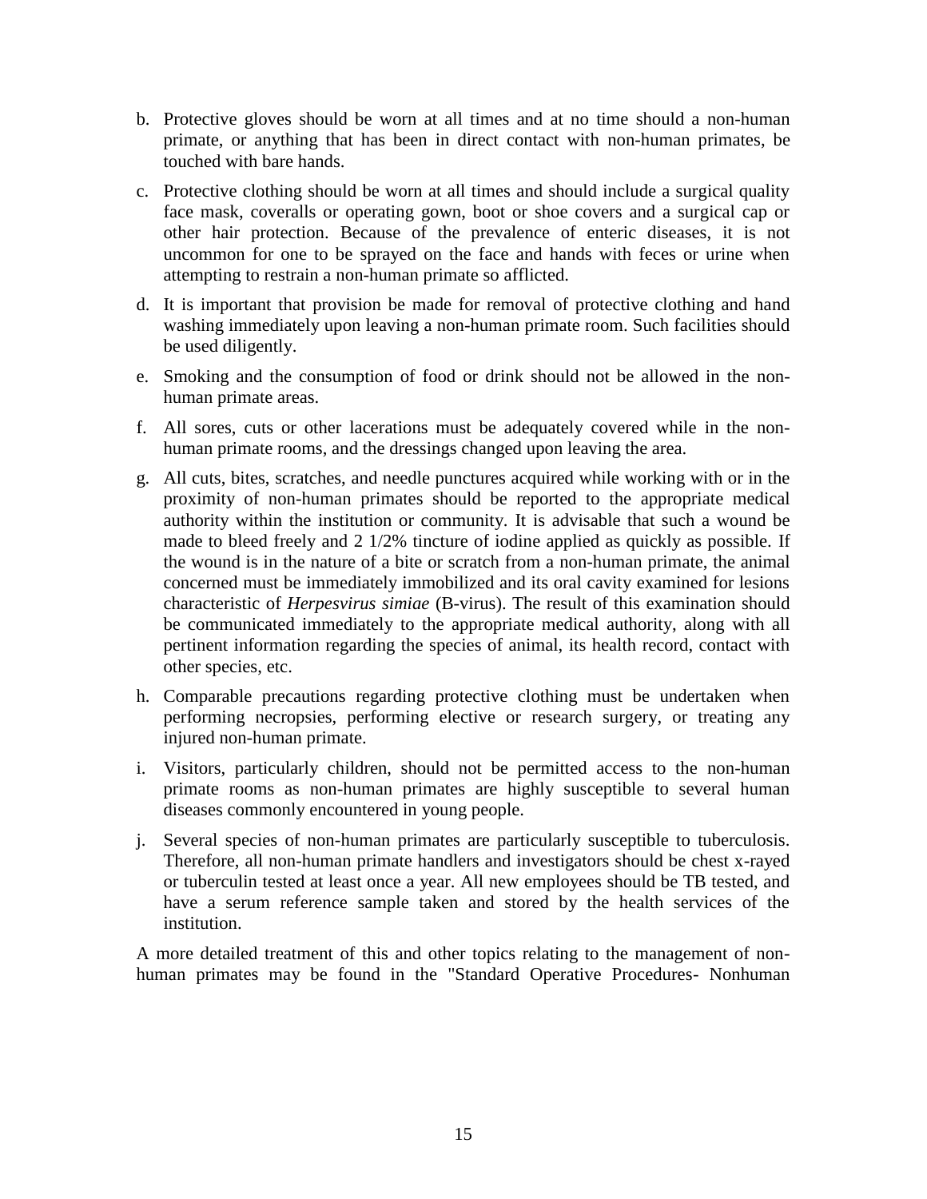b. Protective gloves should be worn at all times and at no time should a non-human primate, or anything that has been in direct contact with non-human primates, be touched with bare hands.

c. Protective clothing should be worn at all times and should include a surgical quality face mask, coveralls or operating gown, boot or shoe covers and a surgical cap or other hair protection. Because of the prevalence of enteric diseases, it is not uncommon for one to be sprayed on the face and hands with feces or urine when attempting to restrain a non-human primate so afflicted.

d. It is important that provision be made for removal of protective clothing and hand washing immediately upon leaving a non-human primate room. Such facilities should be used diligently.

e. Smoking and the consumption of food or drink should not be allowed in the non-human primate areas.

f. All sores, cuts or other lacerations must be adequately covered while in the non-human primate rooms, and the dressings changed upon leaving the area.

g. All cuts, bites, scratches, and needle punctures acquired while working with or in the proximity of non-human primates should be reported to the appropriate medical authority within the institution or community. It is advisable that such a wound be made to bleed freely and 2 1/2% tincture of iodine applied as quickly as possible. If the wound is in the nature of a bite or scratch from a non-human primate, the animal concerned must be immediately immobilized and its oral cavity examined for lesions characteristic of *Herpesvirus simiae* (B-virus). The result of this examination should be communicated immediately to the appropriate medical authority, along with all pertinent information regarding the species of animal, its health record, contact with other species, etc.

h. Comparable precautions regarding protective clothing must be undertaken when performing necropsies, performing elective or research surgery, or treating any injured non-human primate.

i. Visitors, particularly children, should not be permitted access to the non-human primate rooms as non-human primates are highly susceptible to several human diseases commonly encountered in young people.

j. Several species of non-human primates are particularly susceptible to tuberculosis. Therefore, all non-human primate handlers and investigators should be chest x-rayed or tuberculin tested at least once a year. All new employees should be TB tested, and have a serum reference sample taken and stored by the health services of the institution.

A more detailed treatment of this and other topics relating to the management of non-human primates may be found in the "Standard Operative Procedures- Nonhuman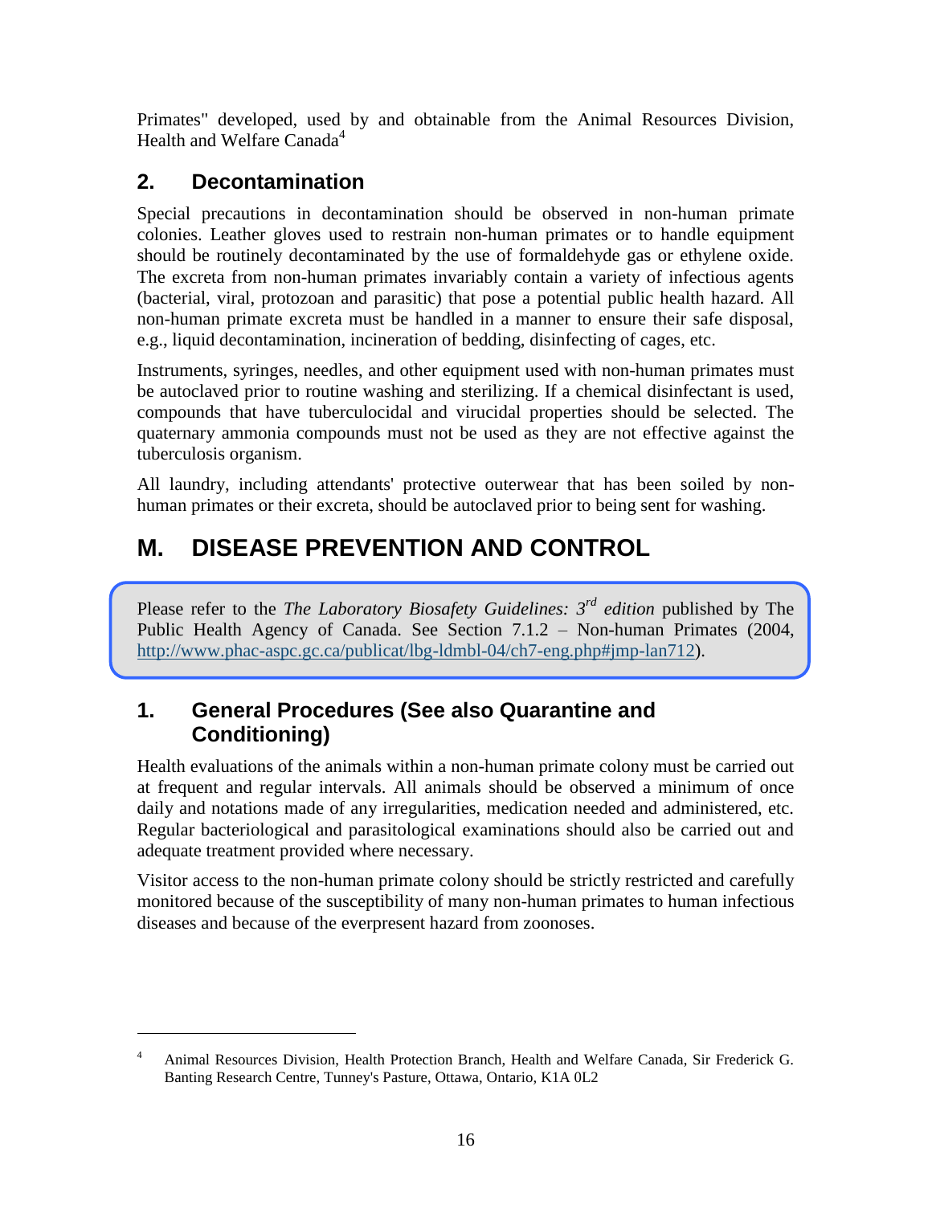Primates" developed, used by and obtainable from the Animal Resources Division, Health and Welfare Canada[4]

## 2. Decontamination

Special precautions in decontamination should be observed in non-human primate colonies. Leather gloves used to restrain non-human primates or to handle equipment should be routinely decontaminated by the use of formaldehyde gas or ethylene oxide. The excreta from non-human primates invariably contain a variety of infectious agents (bacterial, viral, protozoan and parasitic) that pose a potential public health hazard. All non-human primate excreta must be handled in a manner to ensure their safe disposal, e.g., liquid decontamination, incineration of bedding, disinfecting of cages, etc.

Instruments, syringes, needles, and other equipment used with non-human primates must be autoclaved prior to routine washing and sterilizing. If a chemical disinfectant is used, compounds that have tuberculocidal and virucidal properties should be selected. The quaternary ammonia compounds must not be used as they are not effective against the tuberculosis organism.

All laundry, including attendants' protective outerwear that has been soiled by non-human primates or their excreta, should be autoclaved prior to being sent for washing.

# M. DISEASE PREVENTION AND CONTROL

Please refer to the *The Laboratory Biosafety Guidelines: 3rd edition* published by The Public Health Agency of Canada. See Section 7.1.2 – Non-human Primates (2004, http://www.phac-aspc.gc.ca/publicat/lbg-ldmbl-04/ch7-eng.php#jmp-lan712).

## 1. General Procedures (See also Quarantine and Conditioning)

Health evaluations of the animals within a non-human primate colony must be carried out at frequent and regular intervals. All animals should be observed a minimum of once daily and notations made of any irregularities, medication needed and administered, etc. Regular bacteriological and parasitological examinations should also be carried out and adequate treatment provided where necessary.

Visitor access to the non-human primate colony should be strictly restricted and carefully monitored because of the susceptibility of many non-human primates to human infectious diseases and because of the everpresent hazard from zoonoses.

---

[4] Animal Resources Division, Health Protection Branch, Health and Welfare Canada, Sir Frederick G. Banting Research Centre, Tunney's Pasture, Ottawa, Ontario, K1A 0L2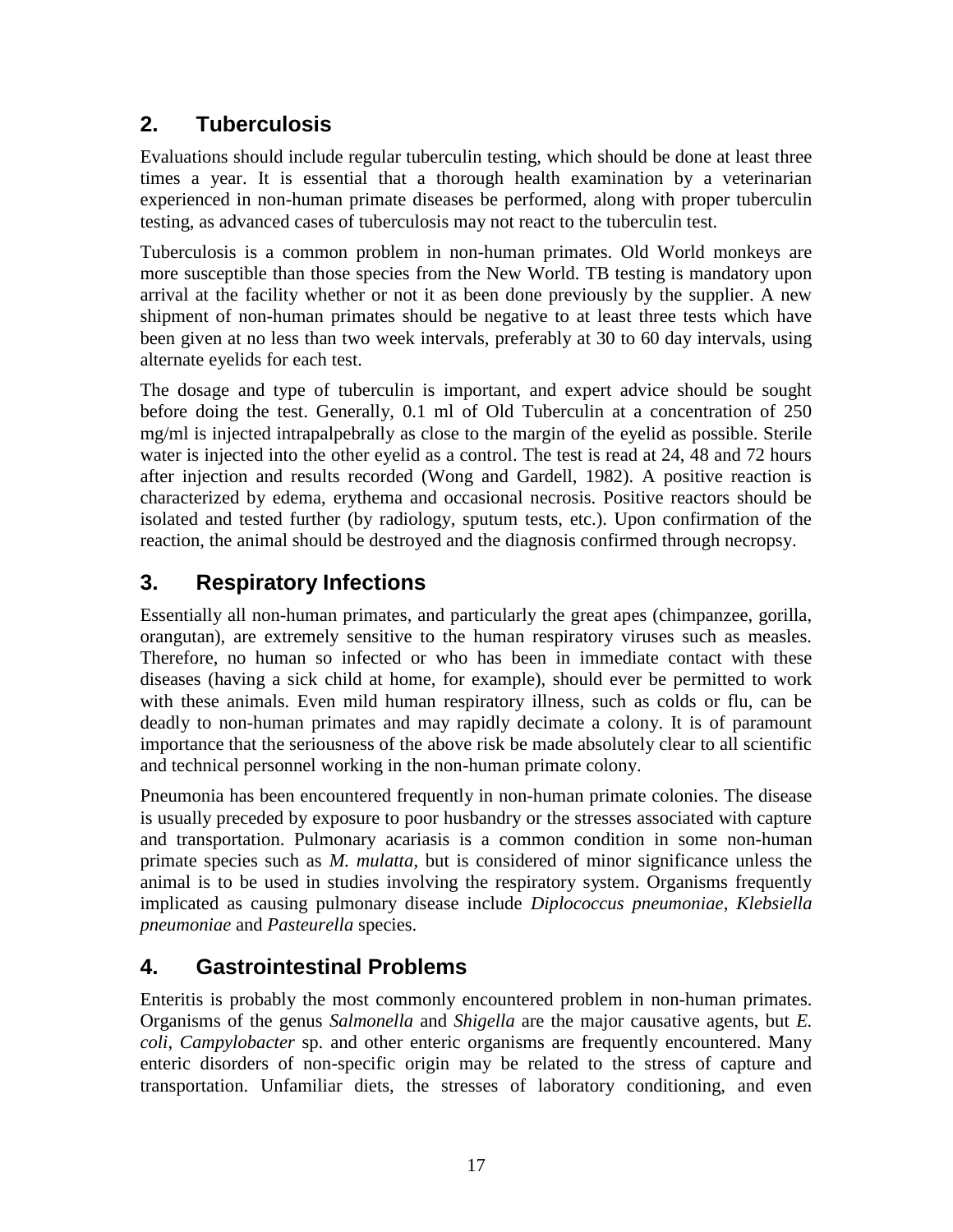## 2. Tuberculosis

Evaluations should include regular tuberculin testing, which should be done at least three times a year. It is essential that a thorough health examination by a veterinarian experienced in non-human primate diseases be performed, along with proper tuberculin testing, as advanced cases of tuberculosis may not react to the tuberculin test.

Tuberculosis is a common problem in non-human primates. Old World monkeys are more susceptible than those species from the New World. TB testing is mandatory upon arrival at the facility whether or not it as been done previously by the supplier. A new shipment of non-human primates should be negative to at least three tests which have been given at no less than two week intervals, preferably at 30 to 60 day intervals, using alternate eyelids for each test.

The dosage and type of tuberculin is important, and expert advice should be sought before doing the test. Generally, 0.1 ml of Old Tuberculin at a concentration of 250 mg/ml is injected intrapalpebrally as close to the margin of the eyelid as possible. Sterile water is injected into the other eyelid as a control. The test is read at 24, 48 and 72 hours after injection and results recorded (Wong and Gardell, 1982). A positive reaction is characterized by edema, erythema and occasional necrosis. Positive reactors should be isolated and tested further (by radiology, sputum tests, etc.). Upon confirmation of the reaction, the animal should be destroyed and the diagnosis confirmed through necropsy.

## 3. Respiratory Infections

Essentially all non-human primates, and particularly the great apes (chimpanzee, gorilla, orangutan), are extremely sensitive to the human respiratory viruses such as measles. Therefore, no human so infected or who has been in immediate contact with these diseases (having a sick child at home, for example), should ever be permitted to work with these animals. Even mild human respiratory illness, such as colds or flu, can be deadly to non-human primates and may rapidly decimate a colony. It is of paramount importance that the seriousness of the above risk be made absolutely clear to all scientific and technical personnel working in the non-human primate colony.

Pneumonia has been encountered frequently in non-human primate colonies. The disease is usually preceded by exposure to poor husbandry or the stresses associated with capture and transportation. Pulmonary acariasis is a common condition in some non-human primate species such as *M. mulatta*, but is considered of minor significance unless the animal is to be used in studies involving the respiratory system. Organisms frequently implicated as causing pulmonary disease include *Diplococcus pneumoniae*, *Klebsiella pneumoniae* and *Pasteurella* species.

## 4. Gastrointestinal Problems

Enteritis is probably the most commonly encountered problem in non-human primates. Organisms of the genus *Salmonella* and *Shigella* are the major causative agents, but *E. coli*, *Campylobacter* sp. and other enteric organisms are frequently encountered. Many enteric disorders of non-specific origin may be related to the stress of capture and transportation. Unfamiliar diets, the stresses of laboratory conditioning, and even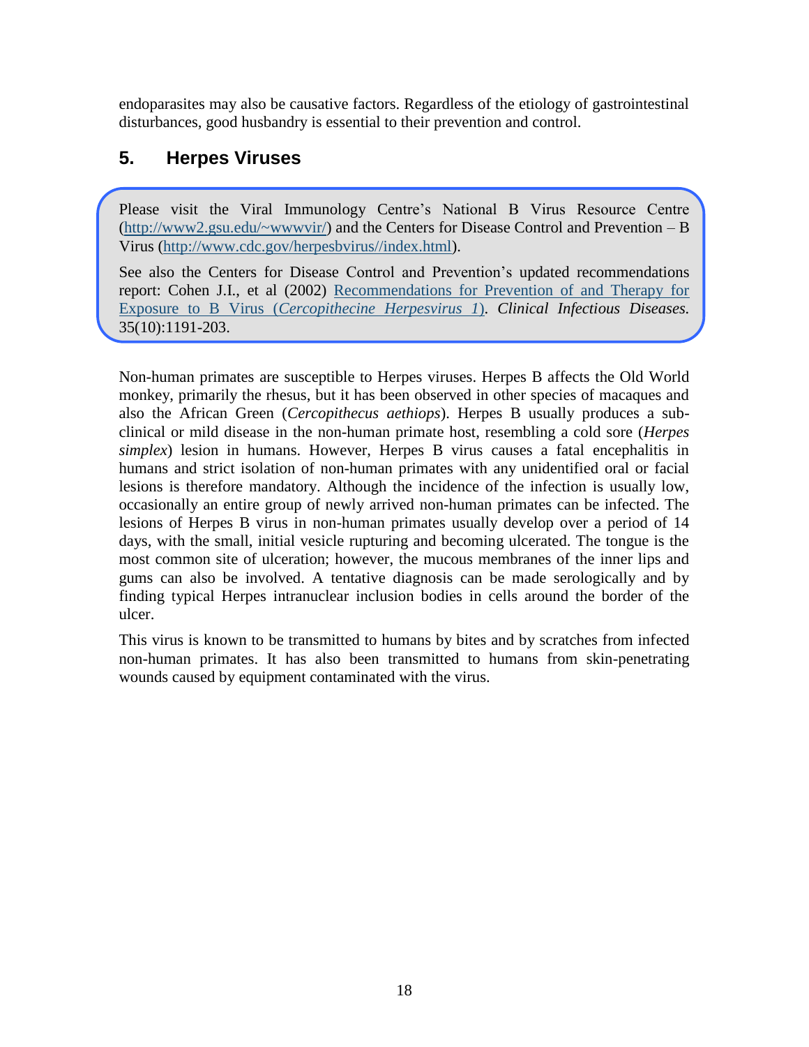endoparasites may also be causative factors. Regardless of the etiology of gastrointestinal disturbances, good husbandry is essential to their prevention and control.

## 5. Herpes Viruses

> Please visit the Viral Immunology Centre's National B Virus Resource Centre ([http://www2.gsu.edu/~wwwvir/](http://www2.gsu.edu/~wwwvir/)) and the Centers for Disease Control and Prevention – B Virus ([http://www.cdc.gov/herpesbvirus//index.html](http://www.cdc.gov/herpesbvirus//index.html)).
>
> See also the Centers for Disease Control and Prevention's updated recommendations report: Cohen J.I., et al (2002) Recommendations for Prevention of and Therapy for Exposure to B Virus (*Cercopithecine Herpesvirus 1*). *Clinical Infectious Diseases.* 35(10):1191-203.

Non-human primates are susceptible to Herpes viruses. Herpes B affects the Old World monkey, primarily the rhesus, but it has been observed in other species of macaques and also the African Green (*Cercopithecus aethiops*). Herpes B usually produces a sub-clinical or mild disease in the non-human primate host, resembling a cold sore (*Herpes simplex*) lesion in humans. However, Herpes B virus causes a fatal encephalitis in humans and strict isolation of non-human primates with any unidentified oral or facial lesions is therefore mandatory. Although the incidence of the infection is usually low, occasionally an entire group of newly arrived non-human primates can be infected. The lesions of Herpes B virus in non-human primates usually develop over a period of 14 days, with the small, initial vesicle rupturing and becoming ulcerated. The tongue is the most common site of ulceration; however, the mucous membranes of the inner lips and gums can also be involved. A tentative diagnosis can be made serologically and by finding typical Herpes intranuclear inclusion bodies in cells around the border of the ulcer.

This virus is known to be transmitted to humans by bites and by scratches from infected non-human primates. It has also been transmitted to humans from skin-penetrating wounds caused by equipment contaminated with the virus.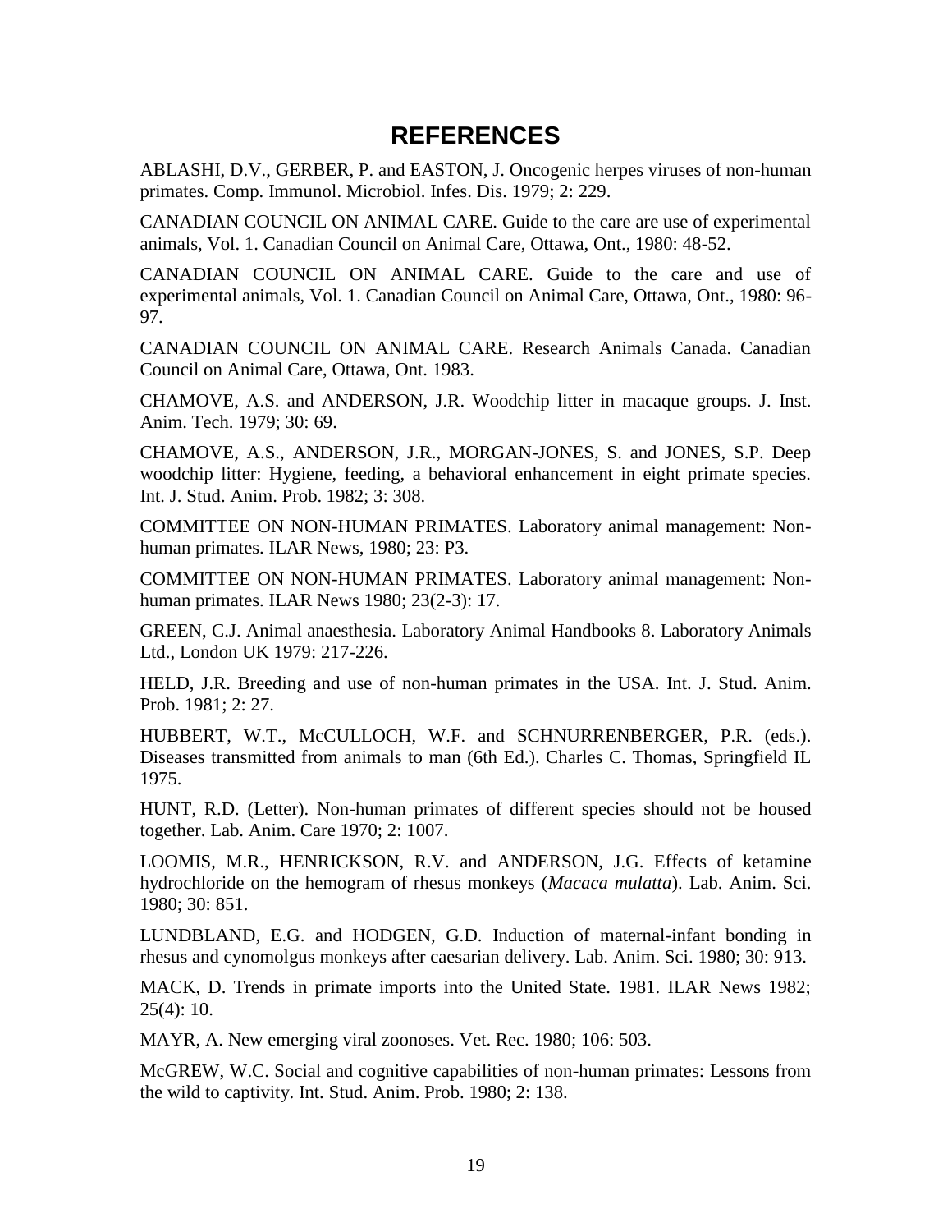# REFERENCES

ABLASHI, D.V., GERBER, P. and EASTON, J. Oncogenic herpes viruses of non-human primates. Comp. Immunol. Microbiol. Infes. Dis. 1979; 2: 229.

CANADIAN COUNCIL ON ANIMAL CARE. Guide to the care are use of experimental animals, Vol. 1. Canadian Council on Animal Care, Ottawa, Ont., 1980: 48-52.

CANADIAN COUNCIL ON ANIMAL CARE. Guide to the care and use of experimental animals, Vol. 1. Canadian Council on Animal Care, Ottawa, Ont., 1980: 96-97.

CANADIAN COUNCIL ON ANIMAL CARE. Research Animals Canada. Canadian Council on Animal Care, Ottawa, Ont. 1983.

CHAMOVE, A.S. and ANDERSON, J.R. Woodchip litter in macaque groups. J. Inst. Anim. Tech. 1979; 30: 69.

CHAMOVE, A.S., ANDERSON, J.R., MORGAN-JONES, S. and JONES, S.P. Deep woodchip litter: Hygiene, feeding, a behavioral enhancement in eight primate species. Int. J. Stud. Anim. Prob. 1982; 3: 308.

COMMITTEE ON NON-HUMAN PRIMATES. Laboratory animal management: Non-human primates. ILAR News, 1980; 23: P3.

COMMITTEE ON NON-HUMAN PRIMATES. Laboratory animal management: Non-human primates. ILAR News 1980; 23(2-3): 17.

GREEN, C.J. Animal anaesthesia. Laboratory Animal Handbooks 8. Laboratory Animals Ltd., London UK 1979: 217-226.

HELD, J.R. Breeding and use of non-human primates in the USA. Int. J. Stud. Anim. Prob. 1981; 2: 27.

HUBBERT, W.T., McCULLOCH, W.F. and SCHNURRENBERGER, P.R. (eds.). Diseases transmitted from animals to man (6th Ed.). Charles C. Thomas, Springfield IL 1975.

HUNT, R.D. (Letter). Non-human primates of different species should not be housed together. Lab. Anim. Care 1970; 2: 1007.

LOOMIS, M.R., HENRICKSON, R.V. and ANDERSON, J.G. Effects of ketamine hydrochloride on the hemogram of rhesus monkeys (*Macaca mulatta*). Lab. Anim. Sci. 1980; 30: 851.

LUNDBLAND, E.G. and HODGEN, G.D. Induction of maternal-infant bonding in rhesus and cynomolgus monkeys after caesarian delivery. Lab. Anim. Sci. 1980; 30: 913.

MACK, D. Trends in primate imports into the United State. 1981. ILAR News 1982; 25(4): 10.

MAYR, A. New emerging viral zoonoses. Vet. Rec. 1980; 106: 503.

McGREW, W.C. Social and cognitive capabilities of non-human primates: Lessons from the wild to captivity. Int. Stud. Anim. Prob. 1980; 2: 138.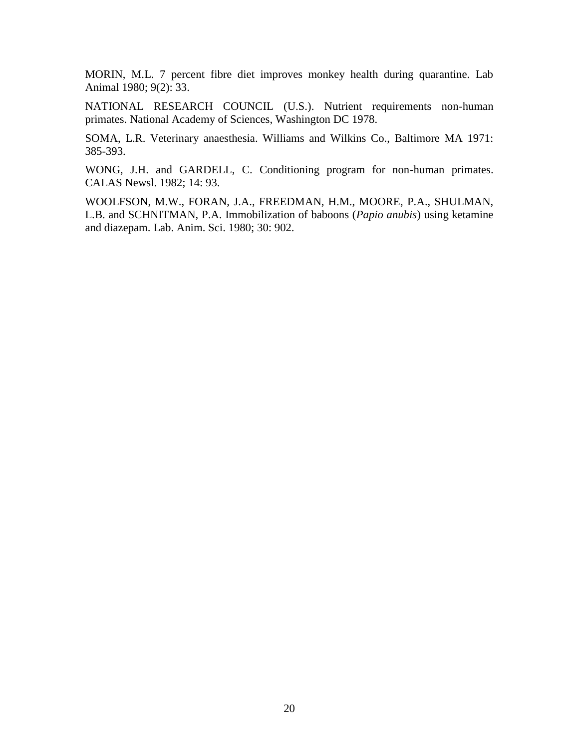MORIN, M.L. 7 percent fibre diet improves monkey health during quarantine. Lab Animal 1980; 9(2): 33.

NATIONAL RESEARCH COUNCIL (U.S.). Nutrient requirements non-human primates. National Academy of Sciences, Washington DC 1978.

SOMA, L.R. Veterinary anaesthesia. Williams and Wilkins Co., Baltimore MA 1971: 385-393.

WONG, J.H. and GARDELL, C. Conditioning program for non-human primates. CALAS Newsl. 1982; 14: 93.

WOOLFSON, M.W., FORAN, J.A., FREEDMAN, H.M., MOORE, P.A., SHULMAN, L.B. and SCHNITMAN, P.A. Immobilization of baboons (*Papio anubis*) using ketamine and diazepam. Lab. Anim. Sci. 1980; 30: 902.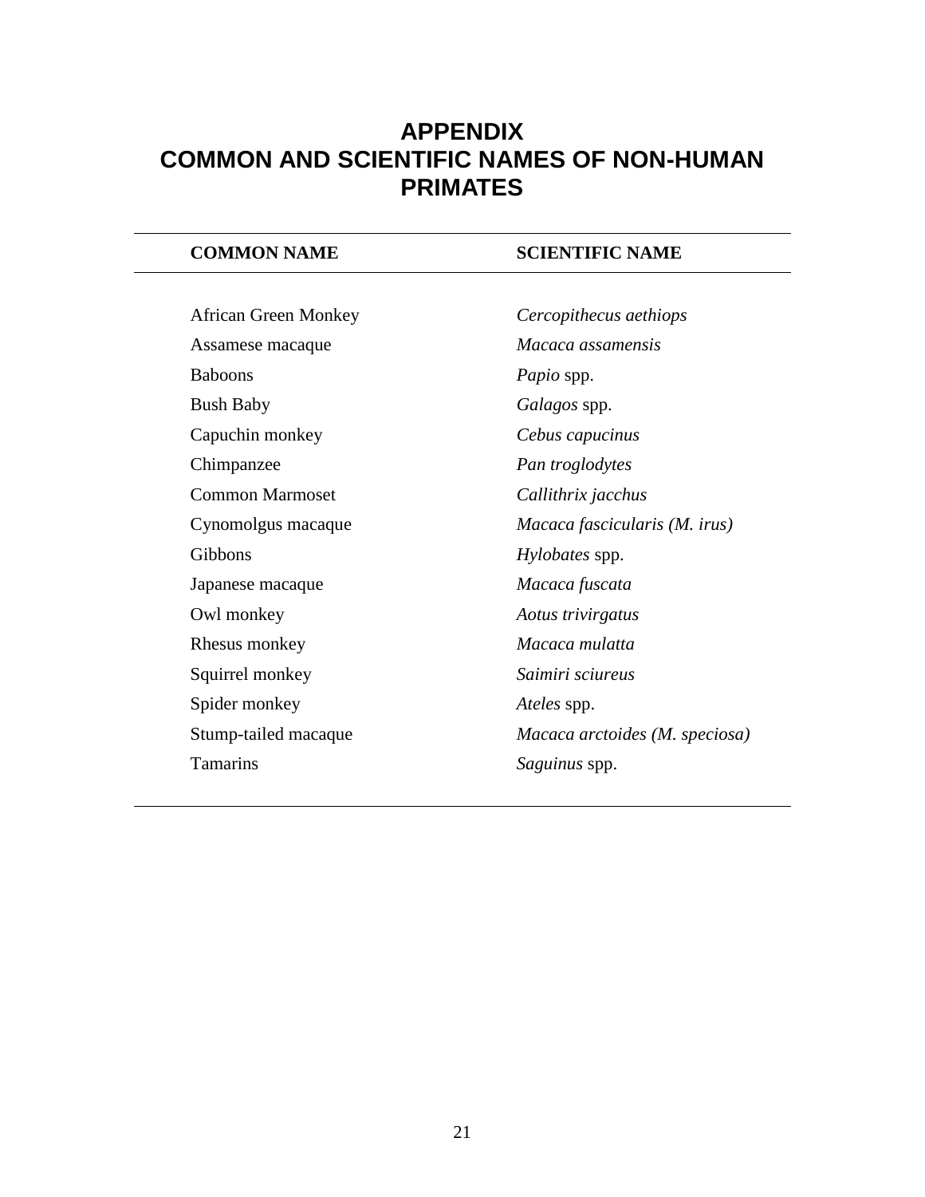# APPENDIX
# COMMON AND SCIENTIFIC NAMES OF NON-HUMAN PRIMATES

| COMMON NAME | SCIENTIFIC NAME |
|---|---|
| African Green Monkey | *Cercopithecus aethiops* |
| Assamese macaque | *Macaca assamensis* |
| Baboons | *Papio* spp. |
| Bush Baby | *Galagos* spp. |
| Capuchin monkey | *Cebus capucinus* |
| Chimpanzee | *Pan troglodytes* |
| Common Marmoset | *Callithrix jacchus* |
| Cynomolgus macaque | *Macaca fascicularis (M. irus)* |
| Gibbons | *Hylobates* spp. |
| Japanese macaque | *Macaca fuscata* |
| Owl monkey | *Aotus trivirgatus* |
| Rhesus monkey | *Macaca mulatta* |
| Squirrel monkey | *Saimiri sciureus* |
| Spider monkey | *Ateles* spp. |
| Stump-tailed macaque | *Macaca arctoides (M. speciosa)* |
| Tamarins | *Saguinus* spp. |